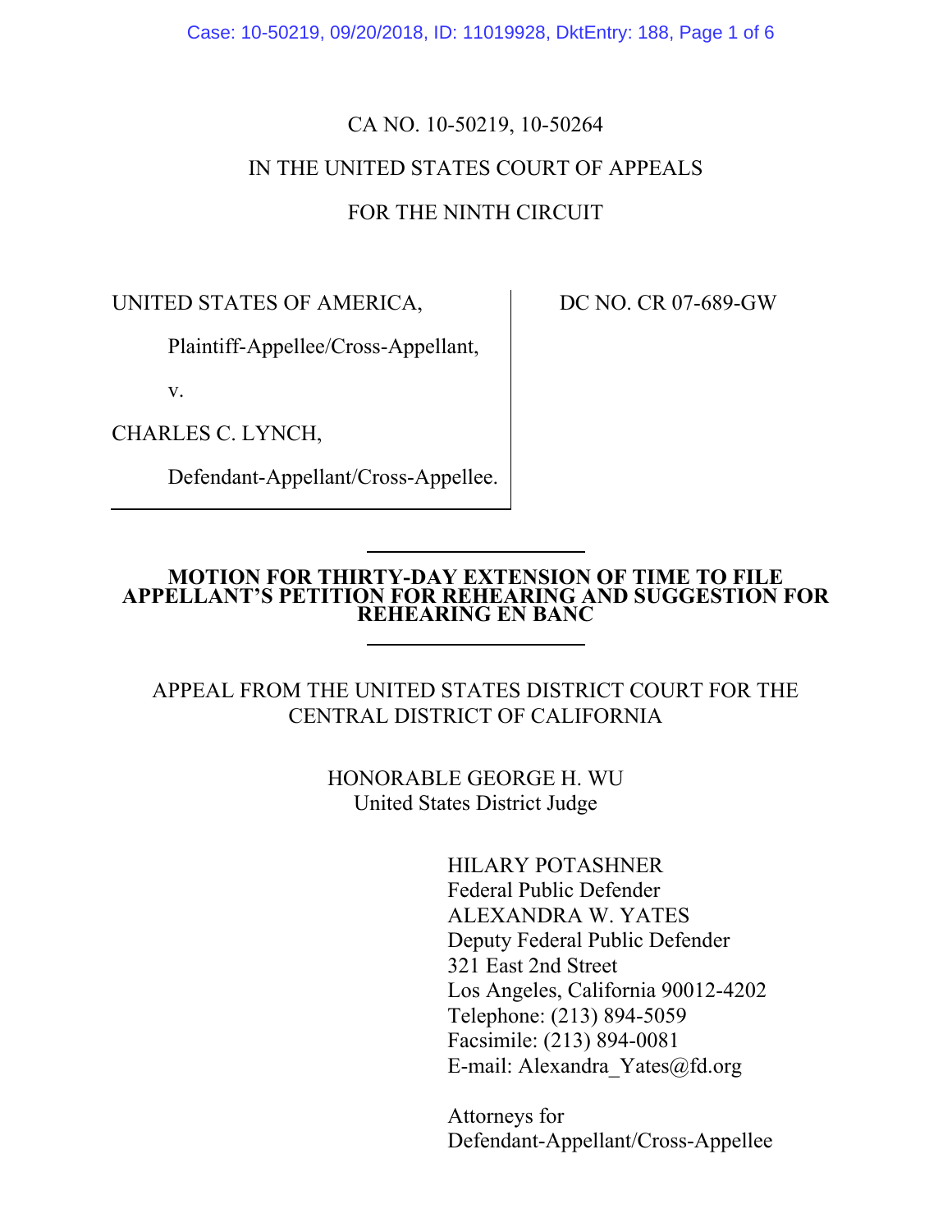CA NO. 10-50219, 10-50264

IN THE UNITED STATES COURT OF APPEALS

FOR THE NINTH CIRCUIT

UNITED STATES OF AMERICA,

Plaintiff-Appellee/Cross-Appellant,

v.

CHARLES C. LYNCH,

Defendant-Appellant/Cross-Appellee.

DC NO. CR 07-689-GW

**MOTION FOR THIRTY-DAY EXTENSION OF TIME TO FILE APPELLANT'S PETITION FOR REHEARING AND SUGGESTION FOR REHEARING EN BANC**

APPEAL FROM THE UNITED STATES DISTRICT COURT FOR THE CENTRAL DISTRICT OF CALIFORNIA

HONORABLE GEORGE H. WU
United States District Judge

HILARY POTASHNER
Federal Public Defender
ALEXANDRA W. YATES
Deputy Federal Public Defender
321 East 2nd Street
Los Angeles, California 90012-4202
Telephone: (213) 894-5059
Facsimile: (213) 894-0081
E-mail: Alexandra_Yates@fd.org

Attorneys for
Defendant-Appellant/Cross-Appellee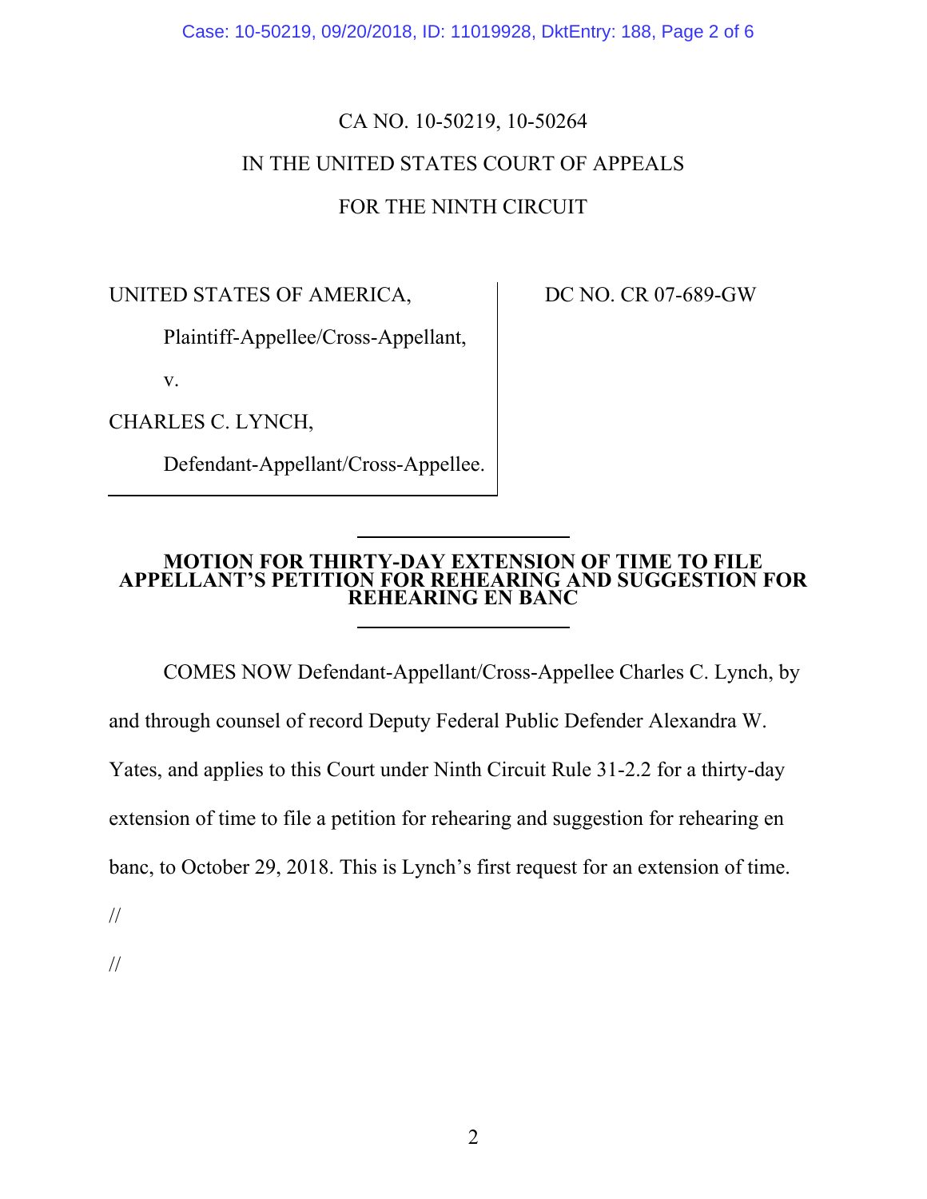CA NO. 10-50219, 10-50264

IN THE UNITED STATES COURT OF APPEALS

FOR THE NINTH CIRCUIT

| | |
|---|---|
| UNITED STATES OF AMERICA,<br><br>Plaintiff-Appellee/Cross-Appellant,<br><br>v.<br><br>CHARLES C. LYNCH,<br><br>Defendant-Appellant/Cross-Appellee. | DC NO. CR 07-689-GW |

**MOTION FOR THIRTY-DAY EXTENSION OF TIME TO FILE APPELLANT'S PETITION FOR REHEARING AND SUGGESTION FOR REHEARING EN BANC**

COMES NOW Defendant-Appellant/Cross-Appellee Charles C. Lynch, by and through counsel of record Deputy Federal Public Defender Alexandra W. Yates, and applies to this Court under Ninth Circuit Rule 31-2.2 for a thirty-day extension of time to file a petition for rehearing and suggestion for rehearing en banc, to October 29, 2018. This is Lynch's first request for an extension of time.

//

//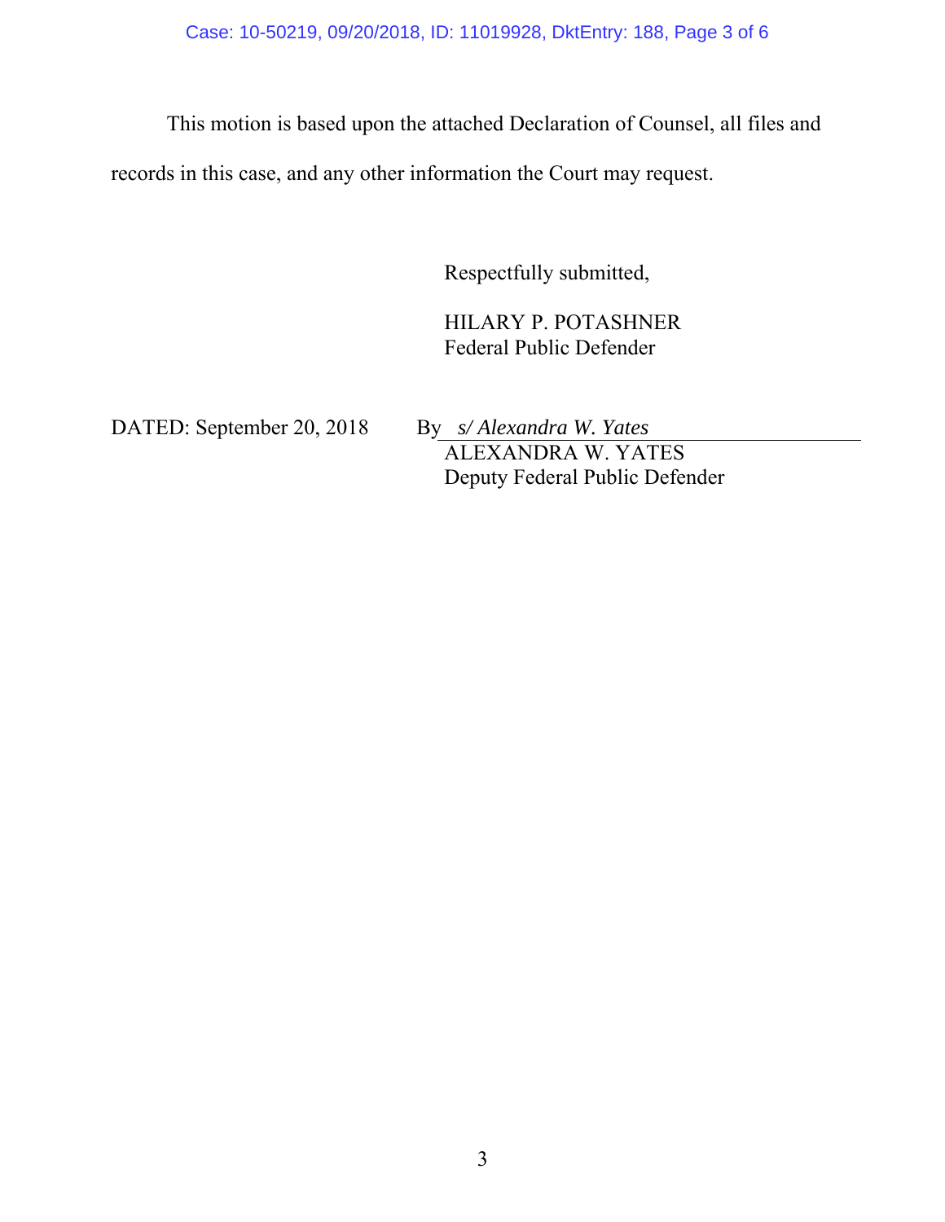This motion is based upon the attached Declaration of Counsel, all files and records in this case, and any other information the Court may request.

Respectfully submitted,

HILARY P. POTASHNER
Federal Public Defender

DATED: September 20, 2018

By *s/ Alexandra W. Yates*
ALEXANDRA W. YATES
Deputy Federal Public Defender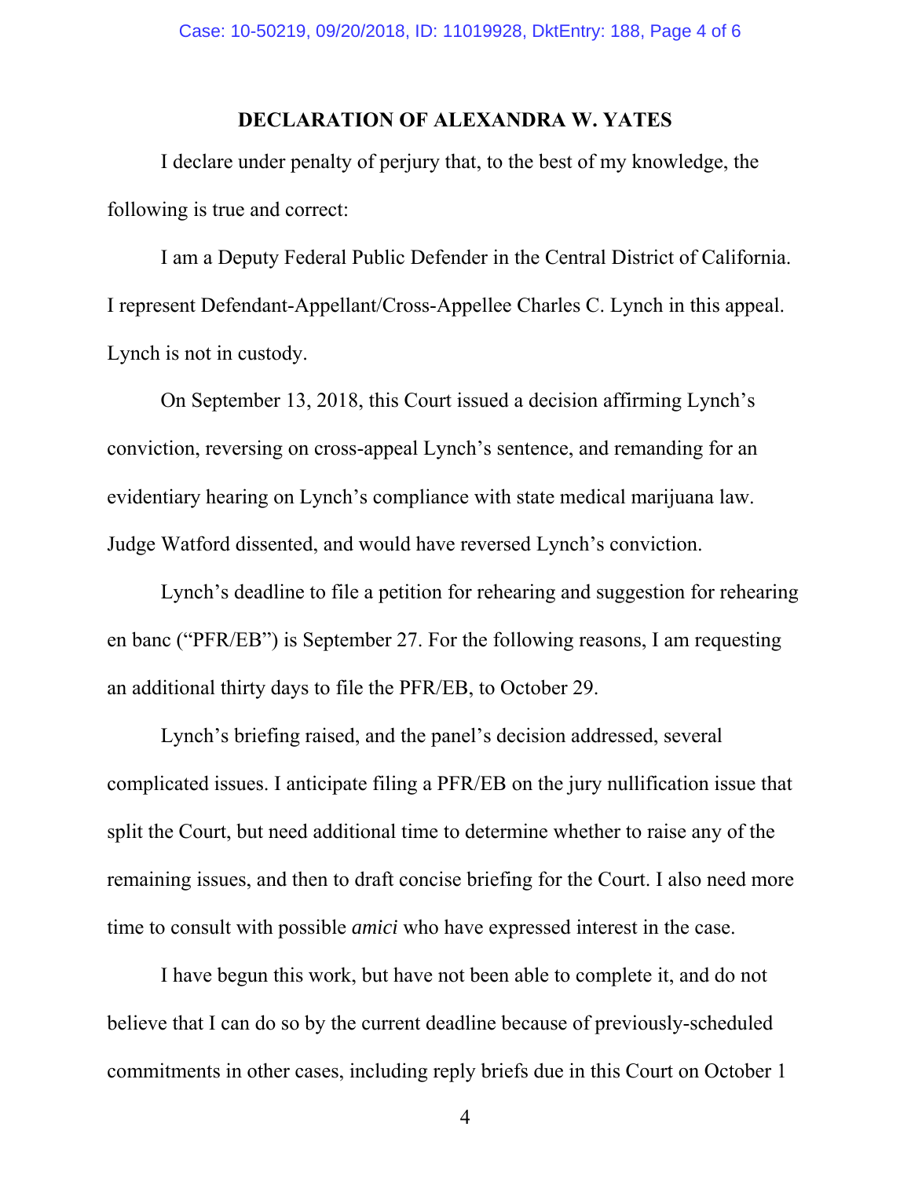**DECLARATION OF ALEXANDRA W. YATES**

I declare under penalty of perjury that, to the best of my knowledge, the following is true and correct:

I am a Deputy Federal Public Defender in the Central District of California. I represent Defendant-Appellant/Cross-Appellee Charles C. Lynch in this appeal. Lynch is not in custody.

On September 13, 2018, this Court issued a decision affirming Lynch's conviction, reversing on cross-appeal Lynch's sentence, and remanding for an evidentiary hearing on Lynch's compliance with state medical marijuana law. Judge Watford dissented, and would have reversed Lynch's conviction.

Lynch's deadline to file a petition for rehearing and suggestion for rehearing en banc ("PFR/EB") is September 27. For the following reasons, I am requesting an additional thirty days to file the PFR/EB, to October 29.

Lynch's briefing raised, and the panel's decision addressed, several complicated issues. I anticipate filing a PFR/EB on the jury nullification issue that split the Court, but need additional time to determine whether to raise any of the remaining issues, and then to draft concise briefing for the Court. I also need more time to consult with possible *amici* who have expressed interest in the case.

I have begun this work, but have not been able to complete it, and do not believe that I can do so by the current deadline because of previously-scheduled commitments in other cases, including reply briefs due in this Court on October 1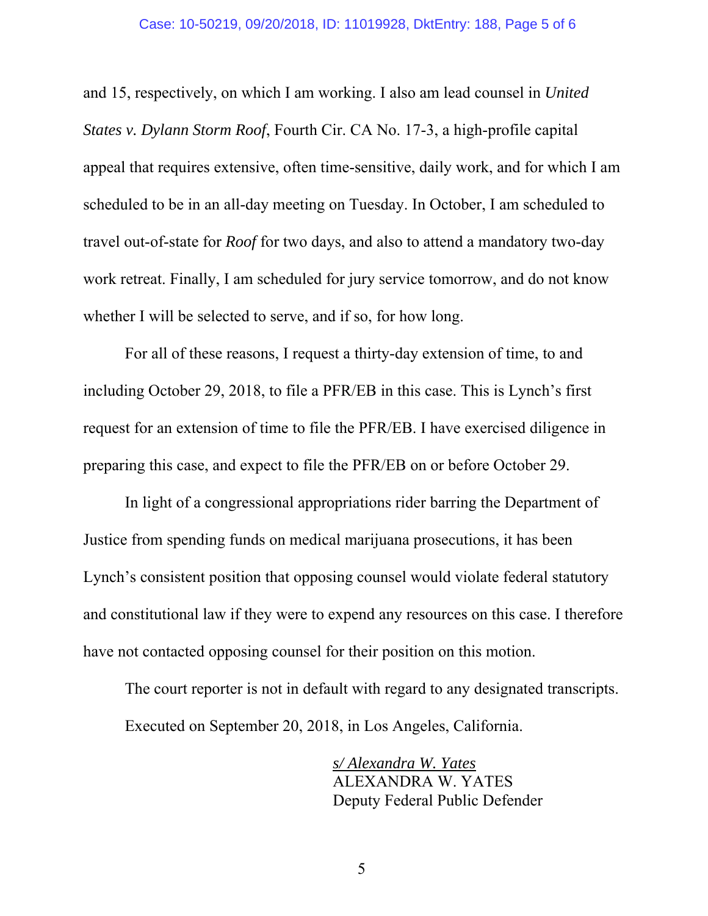and 15, respectively, on which I am working. I also am lead counsel in *United States v. Dylann Storm Roof*, Fourth Cir. CA No. 17-3, a high-profile capital appeal that requires extensive, often time-sensitive, daily work, and for which I am scheduled to be in an all-day meeting on Tuesday. In October, I am scheduled to travel out-of-state for *Roof* for two days, and also to attend a mandatory two-day work retreat. Finally, I am scheduled for jury service tomorrow, and do not know whether I will be selected to serve, and if so, for how long.

For all of these reasons, I request a thirty-day extension of time, to and including October 29, 2018, to file a PFR/EB in this case. This is Lynch's first request for an extension of time to file the PFR/EB. I have exercised diligence in preparing this case, and expect to file the PFR/EB on or before October 29.

In light of a congressional appropriations rider barring the Department of Justice from spending funds on medical marijuana prosecutions, it has been Lynch's consistent position that opposing counsel would violate federal statutory and constitutional law if they were to expend any resources on this case. I therefore have not contacted opposing counsel for their position on this motion.

The court reporter is not in default with regard to any designated transcripts.

Executed on September 20, 2018, in Los Angeles, California.

*s/ Alexandra W. Yates*
ALEXANDRA W. YATES
Deputy Federal Public Defender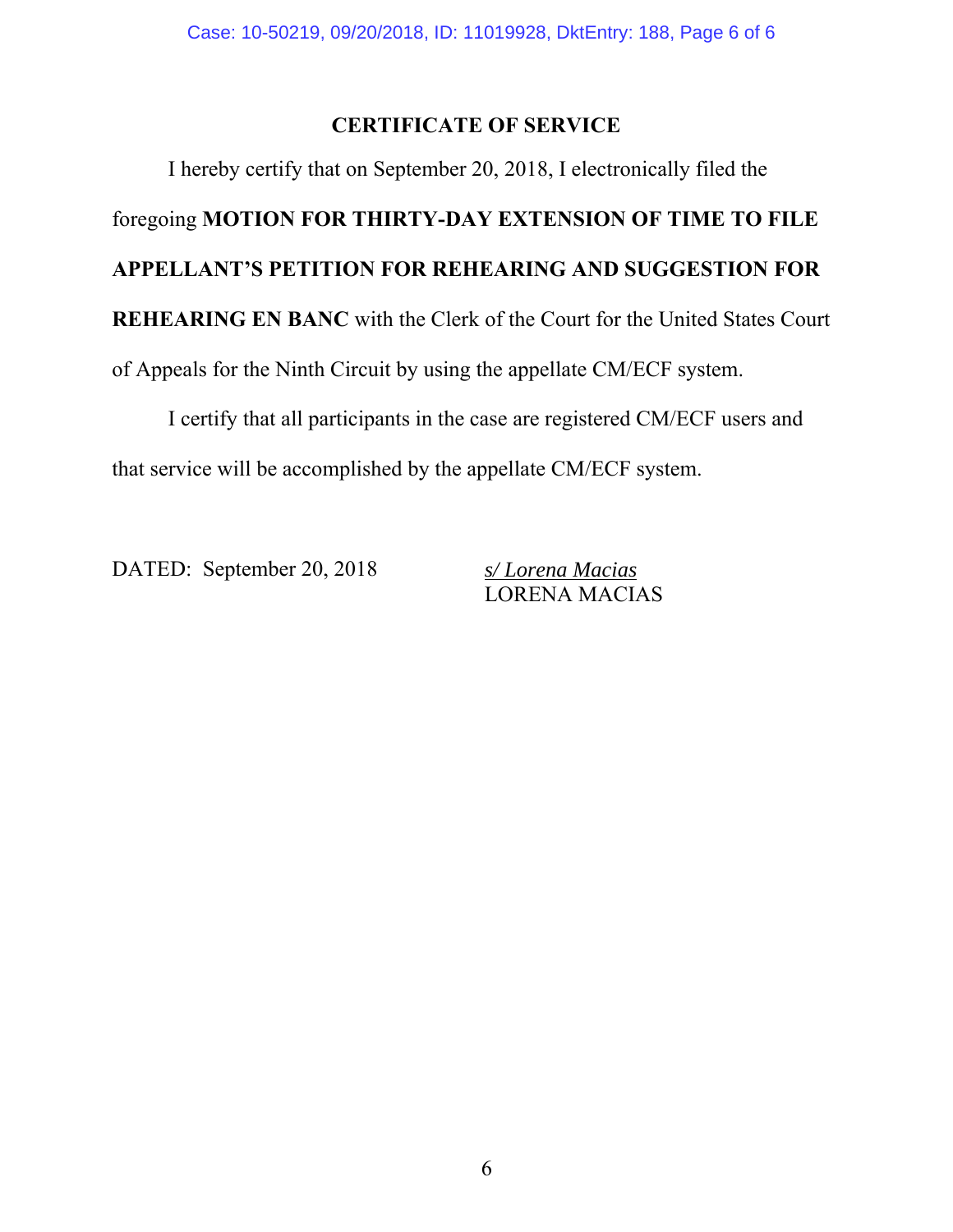## CERTIFICATE OF SERVICE

I hereby certify that on September 20, 2018, I electronically filed the foregoing **MOTION FOR THIRTY-DAY EXTENSION OF TIME TO FILE APPELLANT'S PETITION FOR REHEARING AND SUGGESTION FOR REHEARING EN BANC** with the Clerk of the Court for the United States Court of Appeals for the Ninth Circuit by using the appellate CM/ECF system.

I certify that all participants in the case are registered CM/ECF users and that service will be accomplished by the appellate CM/ECF system.

DATED: September 20, 2018

*s/ Lorena Macias*
LORENA MACIAS